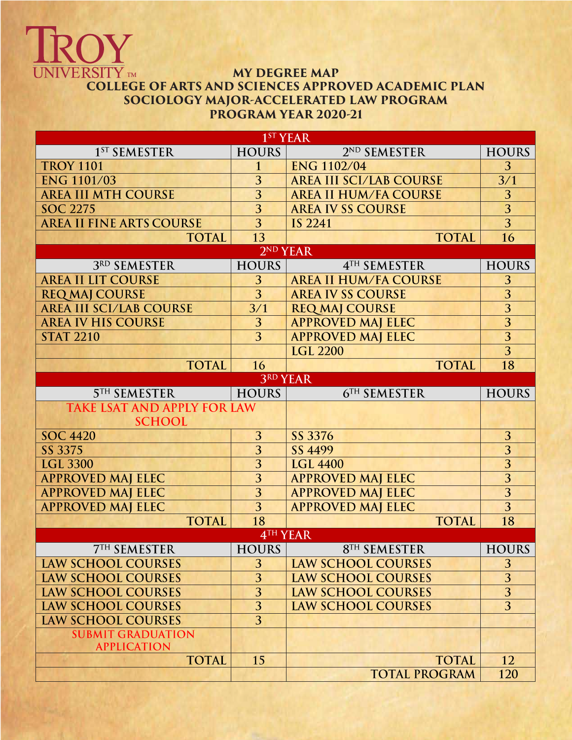TROY UNIVERSITY™

# MY DEGREE MAP
## COLLEGE OF ARTS AND SCIENCES APPROVED ACADEMIC PLAN
## SOCIOLOGY MAJOR-ACCELERATED LAW PROGRAM
## PROGRAM YEAR 2020-21

| 1ST YEAR | | | |
|---|---|---|---|
| 1ST SEMESTER | HOURS | 2ND SEMESTER | HOURS |
| TROY 1101 | 1 | ENG 1102/04 | 3 |
| ENG 1101/03 | 3 | AREA III SCI/LAB COURSE | 3/1 |
| AREA III MTH COURSE | 3 | AREA II HUM/FA COURSE | 3 |
| SOC 2275 | 3 | AREA IV SS COURSE | 3 |
| AREA II FINE ARTS COURSE | 3 | IS 2241 | 3 |
| TOTAL | 13 | TOTAL | 16 |
| **2ND YEAR** | | | |
| 3RD SEMESTER | HOURS | 4TH SEMESTER | HOURS |
| AREA II LIT COURSE | 3 | AREA II HUM/FA COURSE | 3 |
| REQ MAJ COURSE | 3 | AREA IV SS COURSE | 3 |
| AREA III SCI/LAB COURSE | 3/1 | REQ MAJ COURSE | 3 |
| AREA IV HIS COURSE | 3 | APPROVED MAJ ELEC | 3 |
| STAT 2210 | 3 | APPROVED MAJ ELEC | 3 |
| | | LGL 2200 | 3 |
| TOTAL | 16 | TOTAL | 18 |
| **3RD YEAR** | | | |
| 5TH SEMESTER | HOURS | 6TH SEMESTER | HOURS |
| TAKE LSAT AND APPLY FOR LAW SCHOOL | | | |
| SOC 4420 | 3 | SS 3376 | 3 |
| SS 3375 | 3 | SS 4499 | 3 |
| LGL 3300 | 3 | LGL 4400 | 3 |
| APPROVED MAJ ELEC | 3 | APPROVED MAJ ELEC | 3 |
| APPROVED MAJ ELEC | 3 | APPROVED MAJ ELEC | 3 |
| APPROVED MAJ ELEC | 3 | APPROVED MAJ ELEC | 3 |
| TOTAL | 18 | TOTAL | 18 |
| **4TH YEAR** | | | |
| 7TH SEMESTER | HOURS | 8TH SEMESTER | HOURS |
| LAW SCHOOL COURSES | 3 | LAW SCHOOL COURSES | 3 |
| LAW SCHOOL COURSES | 3 | LAW SCHOOL COURSES | 3 |
| LAW SCHOOL COURSES | 3 | LAW SCHOOL COURSES | 3 |
| LAW SCHOOL COURSES | 3 | LAW SCHOOL COURSES | 3 |
| LAW SCHOOL COURSES | 3 | | |
| SUBMIT GRADUATION APPLICATION | | | |
| TOTAL | 15 | TOTAL | 12 |
| | | TOTAL PROGRAM | 120 |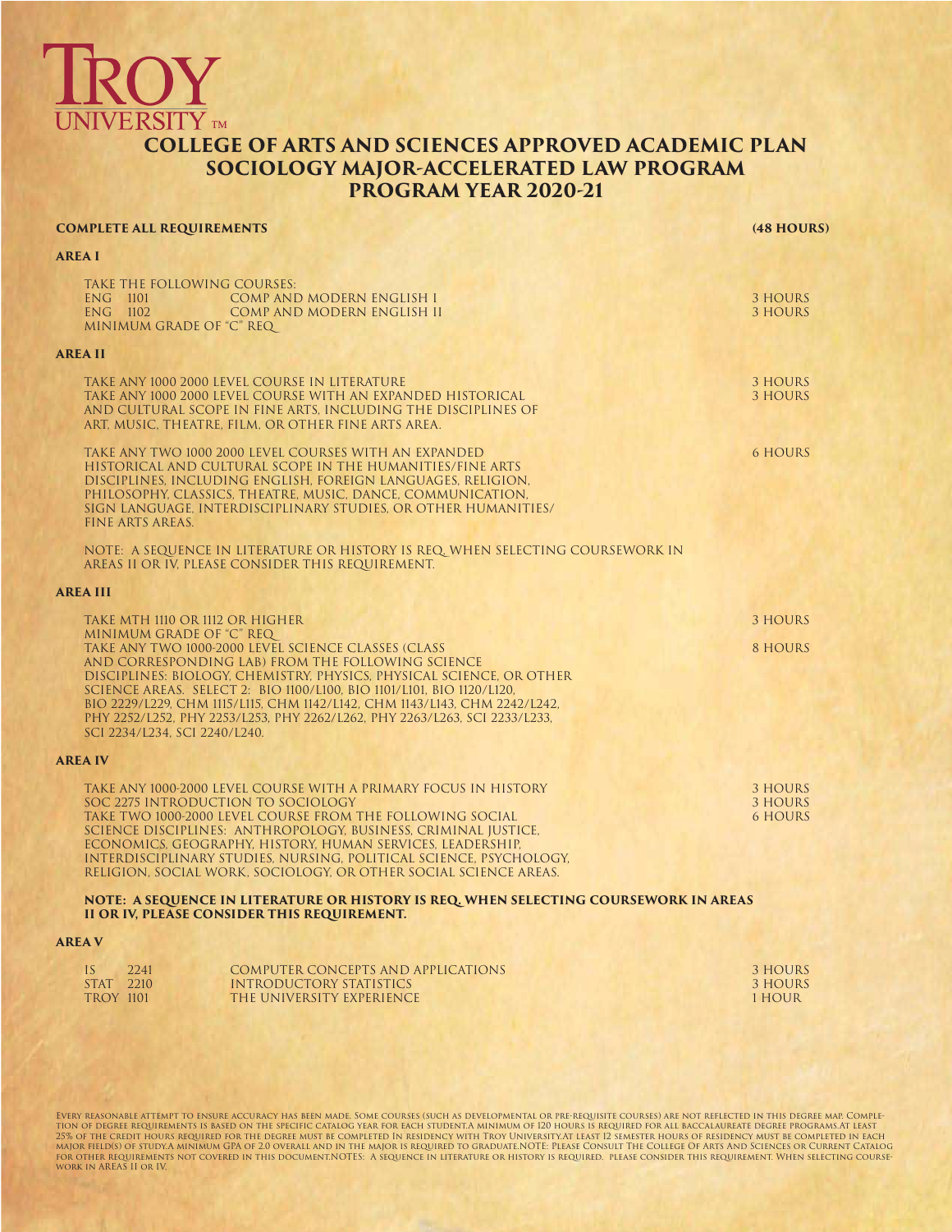TROY UNIVERSITY™

# COLLEGE OF ARTS AND SCIENCES APPROVED ACADEMIC PLAN
## SOCIOLOGY MAJOR-ACCELERATED LAW PROGRAM
## PROGRAM YEAR 2020-21

**COMPLETE ALL REQUIREMENTS** **(48 HOURS)**

### AREA I

TAKE THE FOLLOWING COURSES:

| | | |
|---|---|---|
| ENG 1101 | COMP AND MODERN ENGLISH I | 3 HOURS |
| ENG 1102 | COMP AND MODERN ENGLISH II | 3 HOURS |

MINIMUM GRADE OF "C" REQ_

### AREA II

TAKE ANY 1000 2000 LEVEL COURSE IN LITERATURE — 3 HOURS

TAKE ANY 1000 2000 LEVEL COURSE WITH AN EXPANDED HISTORICAL AND CULTURAL SCOPE IN FINE ARTS, INCLUDING THE DISCIPLINES OF ART, MUSIC, THEATRE, FILM, OR OTHER FINE ARTS AREA. — 3 HOURS

TAKE ANY TWO 1000 2000 LEVEL COURSES WITH AN EXPANDED HISTORICAL AND CULTURAL SCOPE IN THE HUMANITIES/FINE ARTS DISCIPLINES, INCLUDING ENGLISH, FOREIGN LANGUAGES, RELIGION, PHILOSOPHY, CLASSICS, THEATRE, MUSIC, DANCE, COMMUNICATION, SIGN LANGUAGE, INTERDISCIPLINARY STUDIES, OR OTHER HUMANITIES/ FINE ARTS AREAS. — 6 HOURS

NOTE: A SEQUENCE IN LITERATURE OR HISTORY IS REQ_ WHEN SELECTING COURSEWORK IN AREAS II OR IV, PLEASE CONSIDER THIS REQUIREMENT.

### AREA III

TAKE MTH 1110 OR 1112 OR HIGHER — 3 HOURS
MINIMUM GRADE OF "C" REQ_

TAKE ANY TWO 1000-2000 LEVEL SCIENCE CLASSES (CLASS AND CORRESPONDING LAB) FROM THE FOLLOWING SCIENCE DISCIPLINES: BIOLOGY, CHEMISTRY, PHYSICS, PHYSICAL SCIENCE, OR OTHER SCIENCE AREAS. SELECT 2: BIO 1100/L100, BIO 1101/L101, BIO 1120/L120, BIO 2229/L229, CHM 1115/L115, CHM 1142/L142, CHM 1143/L143, CHM 2242/L242, PHY 2252/L252, PHY 2253/L253, PHY 2262/L262, PHY 2263/L263, SCI 2233/L233, SCI 2234/L234, SCI 2240/L240. — 8 HOURS

### AREA IV

TAKE ANY 1000-2000 LEVEL COURSE WITH A PRIMARY FOCUS IN HISTORY — 3 HOURS

SOC 2275 INTRODUCTION TO SOCIOLOGY — 3 HOURS

TAKE TWO 1000-2000 LEVEL COURSE FROM THE FOLLOWING SOCIAL SCIENCE DISCIPLINES: ANTHROPOLOGY, BUSINESS, CRIMINAL JUSTICE, ECONOMICS, GEOGRAPHY, HISTORY, HUMAN SERVICES, LEADERSHIP, INTERDISCIPLINARY STUDIES, NURSING, POLITICAL SCIENCE, PSYCHOLOGY, RELIGION, SOCIAL WORK, SOCIOLOGY, OR OTHER SOCIAL SCIENCE AREAS. — 6 HOURS

**NOTE: A SEQUENCE IN LITERATURE OR HISTORY IS REQ_ WHEN SELECTING COURSEWORK IN AREAS II OR IV, PLEASE CONSIDER THIS REQUIREMENT.**

### AREA V

| | | |
|---|---|---|
| IS 2241 | COMPUTER CONCEPTS AND APPLICATIONS | 3 HOURS |
| STAT 2210 | INTRODUCTORY STATISTICS | 3 HOURS |
| TROY 1101 | THE UNIVERSITY EXPERIENCE | 1 HOUR |

EVERY REASONABLE ATTEMPT TO ENSURE ACCURACY HAS BEEN MADE. SOME COURSES (SUCH AS DEVELOPMENTAL OR PRE-REQUISITE COURSES) ARE NOT REFLECTED IN THIS DEGREE MAP. COMPLETION OF DEGREE REQUIREMENTS IS BASED ON THE SPECIFIC CATALOG YEAR FOR EACH STUDENT.A MINIMUM OF 120 HOURS IS REQUIRED FOR ALL BACCALAUREATE DEGREE PROGRAMS.AT LEAST 25% OF THE CREDIT HOURS REQUIRED FOR THE DEGREE MUST BE COMPLETED IN RESIDENCY WITH TROY UNIVERSITY.AT LEAST 12 SEMESTER HOURS OF RESIDENCY MUST BE COMPLETED IN EACH MAJOR FIELD(S) OF STUDY.A MINIMUM GPA OF 2.0 OVERALL AND IN THE MAJOR IS REQUIRED TO GRADUATE.NOTE: PLEASE CONSULT THE COLLEGE OF ARTS AND SCIENCES OR CURRENT CATALOG FOR OTHER REQUIREMENTS NOT COVERED IN THIS DOCUMENT.NOTES: A SEQUENCE IN LITERATURE OR HISTORY IS REQUIRED. PLEASE CONSIDER THIS REQUIREMENT. WHEN SELECTING COURSEWORK IN AREAS II OR IV.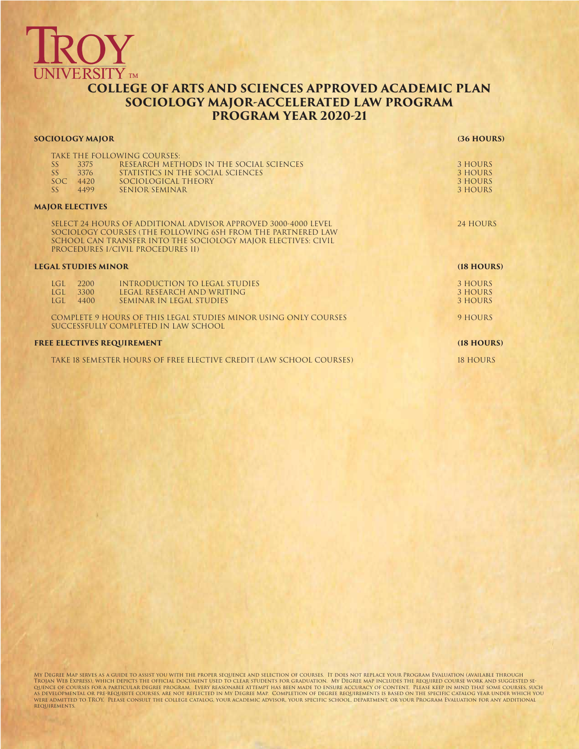TROY UNIVERSITY™

# COLLEGE OF ARTS AND SCIENCES APPROVED ACADEMIC PLAN
## SOCIOLOGY MAJOR-ACCELERATED LAW PROGRAM
## PROGRAM YEAR 2020-21

### SOCIOLOGY MAJOR (36 HOURS)

TAKE THE FOLLOWING COURSES:

| | | | |
|---|---|---|---|
| SS | 3375 | RESEARCH METHODS IN THE SOCIAL SCIENCES | 3 HOURS |
| SS | 3376 | STATISTICS IN THE SOCIAL SCIENCES | 3 HOURS |
| SOC | 4420 | SOCIOLOGICAL THEORY | 3 HOURS |
| SS | 4499 | SENIOR SEMINAR | 3 HOURS |

### MAJOR ELECTIVES

SELECT 24 HOURS OF ADDITIONAL ADVISOR APPROVED 3000-4000 LEVEL SOCIOLOGY COURSES (THE FOLLOWING 6SH FROM THE PARTNERED LAW SCHOOL CAN TRANSFER INTO THE SOCIOLOGY MAJOR ELECTIVES: CIVIL PROCEDURES I/CIVIL PROCEDURES II) — 24 HOURS

### LEGAL STUDIES MINOR (18 HOURS)

| | | | |
|---|---|---|---|
| LGL | 2200 | INTRODUCTION TO LEGAL STUDIES | 3 HOURS |
| LGL | 3300 | LEGAL RESEARCH AND WRITING | 3 HOURS |
| LGL | 4400 | SEMINAR IN LEGAL STUDIES | 3 HOURS |

COMPLETE 9 HOURS OF THIS LEGAL STUDIES MINOR USING ONLY COURSES SUCCESSFULLY COMPLETED IN LAW SCHOOL — 9 HOURS

### FREE ELECTIVES REQUIREMENT (18 HOURS)

TAKE 18 SEMESTER HOURS OF FREE ELECTIVE CREDIT (LAW SCHOOL COURSES) — 18 HOURS

My Degree Map serves as a guide to assist you with the proper sequence and selection of courses. It does not replace your Program Evaluation (available through Trojan Web Express), which depicts the official document used to clear students for graduation. My Degree map includes the required course work and suggested sequence of courses for a particular degree program. Every reasonable attempt has been made to ensure accuracy of content. Please keep in mind that some courses, such as developmental or pre-requisite courses, are not reflected in My Degree Map. Completion of degree requirements is based on the specific catalog year under which you were admitted to TROY. Please consult the college catalog, your academic advisor, your specific school, department, or your Program Evaluation for any additional requirements.